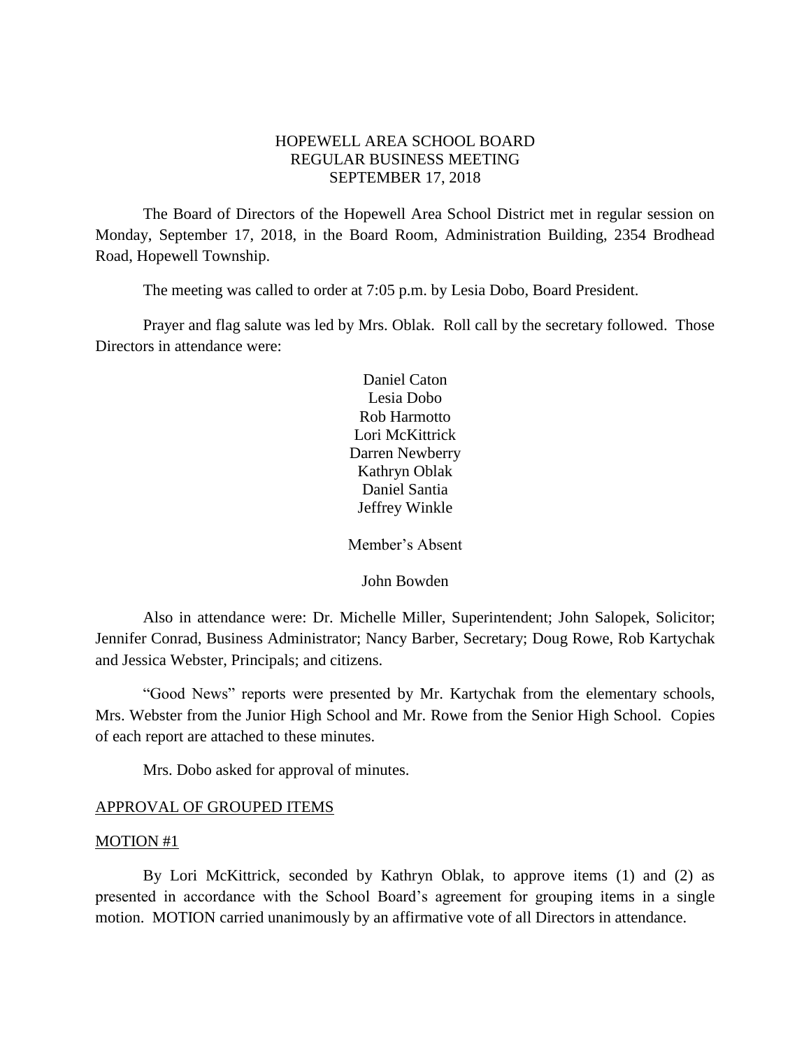# HOPEWELL AREA SCHOOL BOARD
## REGULAR BUSINESS MEETING
## SEPTEMBER 17, 2018

The Board of Directors of the Hopewell Area School District met in regular session on Monday, September 17, 2018, in the Board Room, Administration Building, 2354 Brodhead Road, Hopewell Township.

The meeting was called to order at 7:05 p.m. by Lesia Dobo, Board President.

Prayer and flag salute was led by Mrs. Oblak. Roll call by the secretary followed. Those Directors in attendance were:

Daniel Caton
Lesia Dobo
Rob Harmotto
Lori McKittrick
Darren Newberry
Kathryn Oblak
Daniel Santia
Jeffrey Winkle

Member's Absent

John Bowden

Also in attendance were: Dr. Michelle Miller, Superintendent; John Salopek, Solicitor; Jennifer Conrad, Business Administrator; Nancy Barber, Secretary; Doug Rowe, Rob Kartychak and Jessica Webster, Principals; and citizens.

"Good News" reports were presented by Mr. Kartychak from the elementary schools, Mrs. Webster from the Junior High School and Mr. Rowe from the Senior High School. Copies of each report are attached to these minutes.

Mrs. Dobo asked for approval of minutes.

APPROVAL OF GROUPED ITEMS

MOTION #1

By Lori McKittrick, seconded by Kathryn Oblak, to approve items (1) and (2) as presented in accordance with the School Board's agreement for grouping items in a single motion. MOTION carried unanimously by an affirmative vote of all Directors in attendance.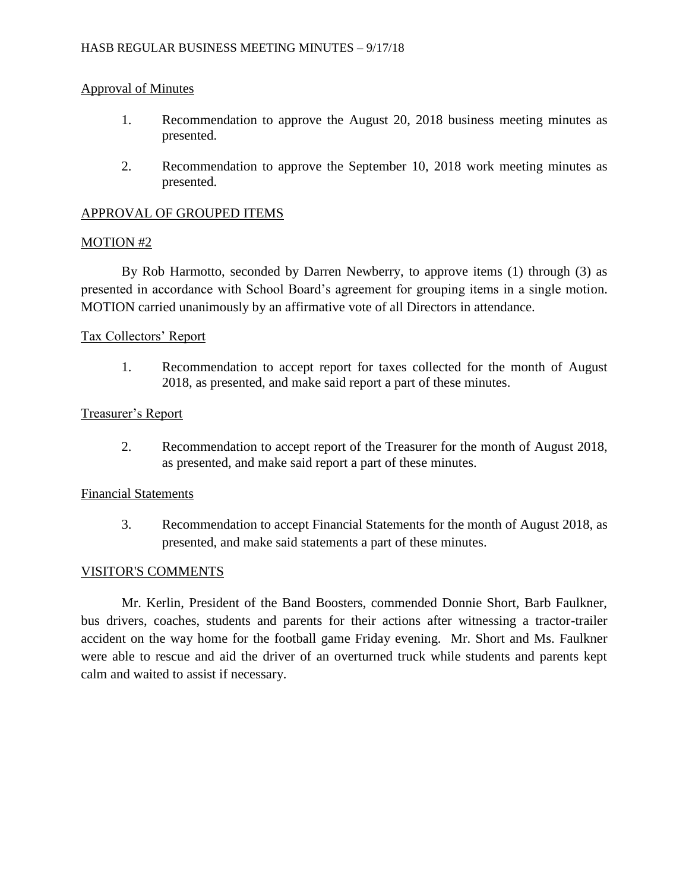## Approval of Minutes

1. Recommendation to approve the August 20, 2018 business meeting minutes as presented.

2. Recommendation to approve the September 10, 2018 work meeting minutes as presented.

## APPROVAL OF GROUPED ITEMS

### MOTION #2

By Rob Harmotto, seconded by Darren Newberry, to approve items (1) through (3) as presented in accordance with School Board's agreement for grouping items in a single motion. MOTION carried unanimously by an affirmative vote of all Directors in attendance.

### Tax Collectors' Report

1. Recommendation to accept report for taxes collected for the month of August 2018, as presented, and make said report a part of these minutes.

### Treasurer's Report

2. Recommendation to accept report of the Treasurer for the month of August 2018, as presented, and make said report a part of these minutes.

### Financial Statements

3. Recommendation to accept Financial Statements for the month of August 2018, as presented, and make said statements a part of these minutes.

## VISITOR'S COMMENTS

Mr. Kerlin, President of the Band Boosters, commended Donnie Short, Barb Faulkner, bus drivers, coaches, students and parents for their actions after witnessing a tractor-trailer accident on the way home for the football game Friday evening. Mr. Short and Ms. Faulkner were able to rescue and aid the driver of an overturned truck while students and parents kept calm and waited to assist if necessary.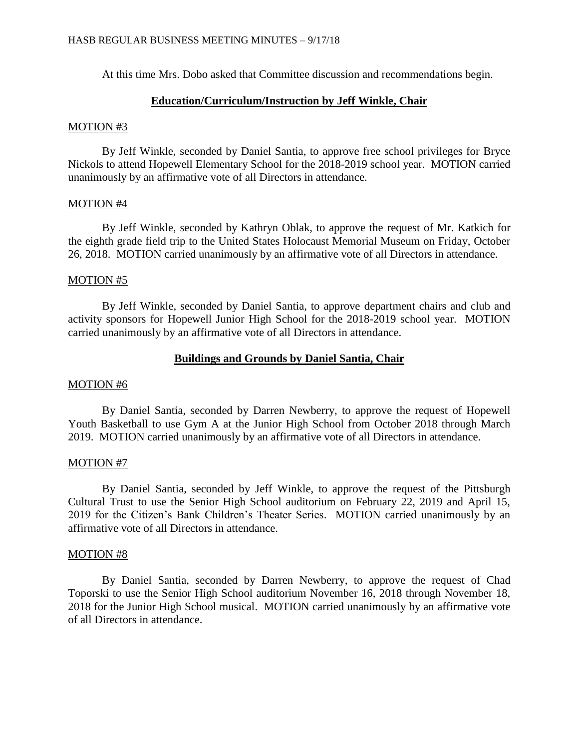At this time Mrs. Dobo asked that Committee discussion and recommendations begin.

## **Education/Curriculum/Instruction by Jeff Winkle, Chair**

MOTION #3

By Jeff Winkle, seconded by Daniel Santia, to approve free school privileges for Bryce Nickols to attend Hopewell Elementary School for the 2018-2019 school year. MOTION carried unanimously by an affirmative vote of all Directors in attendance.

MOTION #4

By Jeff Winkle, seconded by Kathryn Oblak, to approve the request of Mr. Katkich for the eighth grade field trip to the United States Holocaust Memorial Museum on Friday, October 26, 2018. MOTION carried unanimously by an affirmative vote of all Directors in attendance.

MOTION #5

By Jeff Winkle, seconded by Daniel Santia, to approve department chairs and club and activity sponsors for Hopewell Junior High School for the 2018-2019 school year. MOTION carried unanimously by an affirmative vote of all Directors in attendance.

## **Buildings and Grounds by Daniel Santia, Chair**

MOTION #6

By Daniel Santia, seconded by Darren Newberry, to approve the request of Hopewell Youth Basketball to use Gym A at the Junior High School from October 2018 through March 2019. MOTION carried unanimously by an affirmative vote of all Directors in attendance.

MOTION #7

By Daniel Santia, seconded by Jeff Winkle, to approve the request of the Pittsburgh Cultural Trust to use the Senior High School auditorium on February 22, 2019 and April 15, 2019 for the Citizen's Bank Children's Theater Series. MOTION carried unanimously by an affirmative vote of all Directors in attendance.

MOTION #8

By Daniel Santia, seconded by Darren Newberry, to approve the request of Chad Toporski to use the Senior High School auditorium November 16, 2018 through November 18, 2018 for the Junior High School musical. MOTION carried unanimously by an affirmative vote of all Directors in attendance.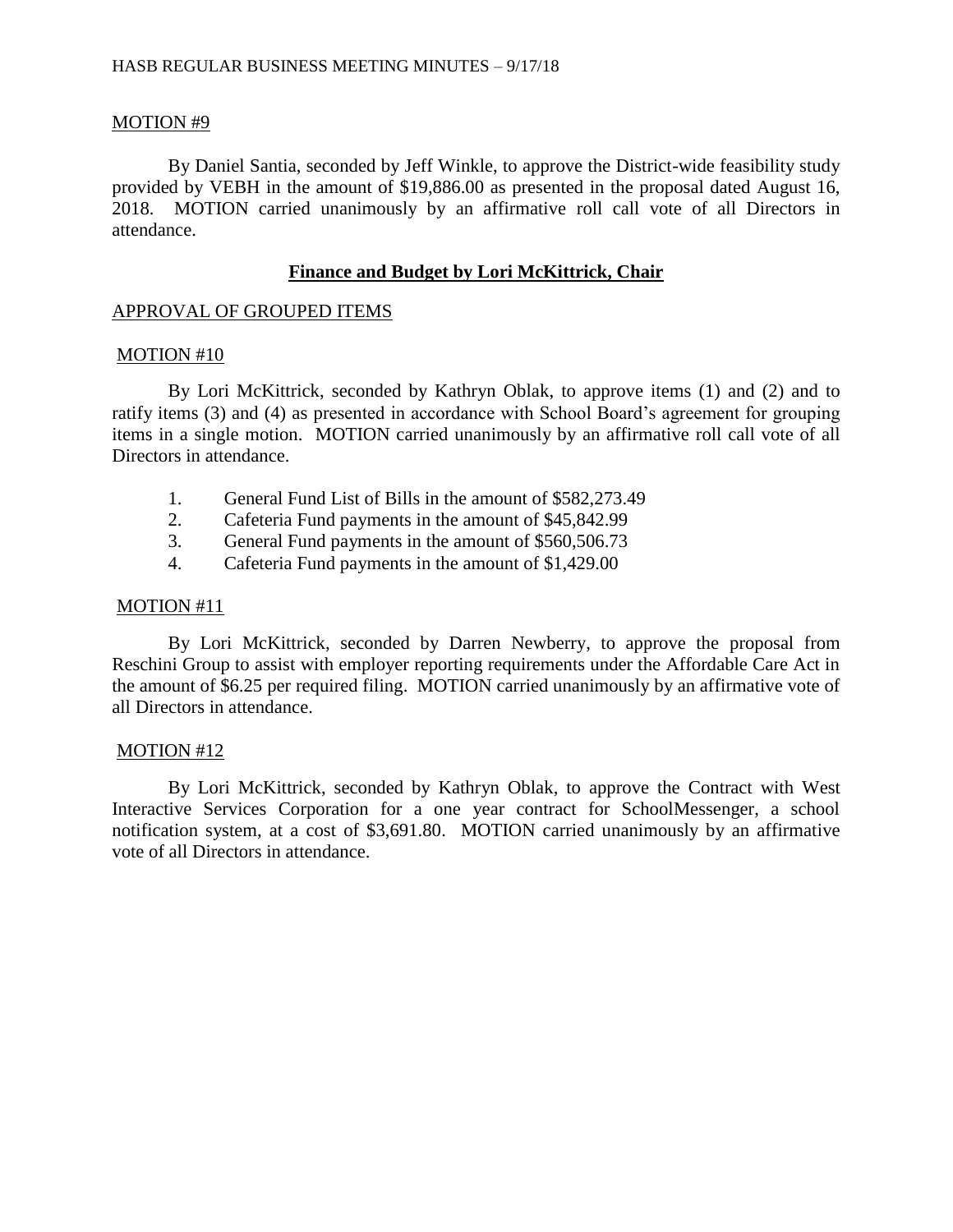MOTION #9

By Daniel Santia, seconded by Jeff Winkle, to approve the District-wide feasibility study provided by VEBH in the amount of $19,886.00 as presented in the proposal dated August 16, 2018. MOTION carried unanimously by an affirmative roll call vote of all Directors in attendance.

## **Finance and Budget by Lori McKittrick, Chair**

APPROVAL OF GROUPED ITEMS

MOTION #10

By Lori McKittrick, seconded by Kathryn Oblak, to approve items (1) and (2) and to ratify items (3) and (4) as presented in accordance with School Board's agreement for grouping items in a single motion. MOTION carried unanimously by an affirmative roll call vote of all Directors in attendance.

1. General Fund List of Bills in the amount of $582,273.49
2. Cafeteria Fund payments in the amount of $45,842.99
3. General Fund payments in the amount of $560,506.73
4. Cafeteria Fund payments in the amount of $1,429.00

MOTION #11

By Lori McKittrick, seconded by Darren Newberry, to approve the proposal from Reschini Group to assist with employer reporting requirements under the Affordable Care Act in the amount of $6.25 per required filing. MOTION carried unanimously by an affirmative vote of all Directors in attendance.

MOTION #12

By Lori McKittrick, seconded by Kathryn Oblak, to approve the Contract with West Interactive Services Corporation for a one year contract for SchoolMessenger, a school notification system, at a cost of $3,691.80. MOTION carried unanimously by an affirmative vote of all Directors in attendance.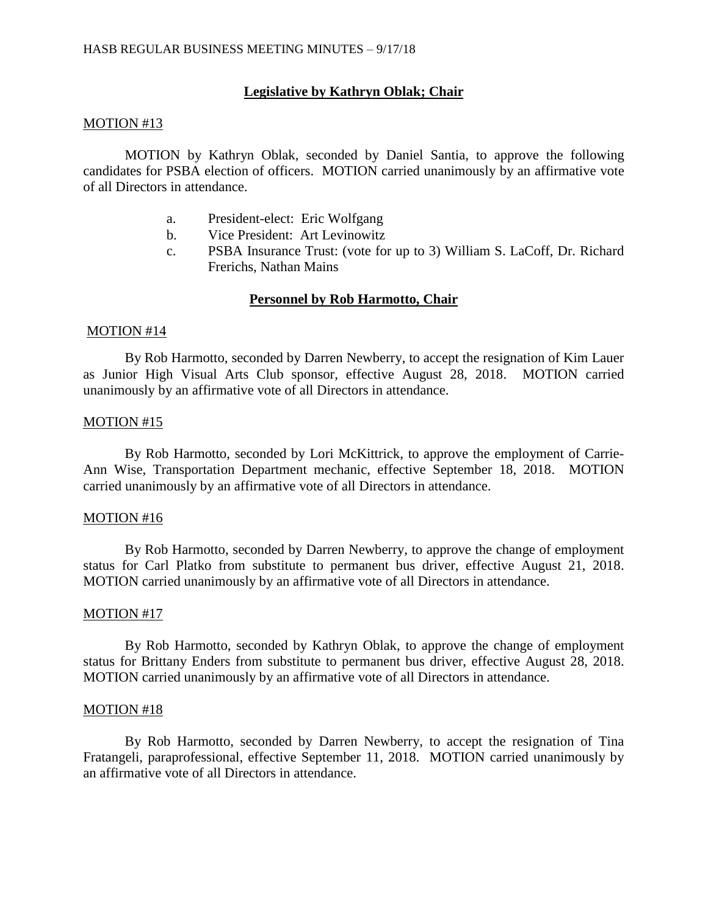## Legislative by Kathryn Oblak; Chair

MOTION #13

MOTION by Kathryn Oblak, seconded by Daniel Santia, to approve the following candidates for PSBA election of officers. MOTION carried unanimously by an affirmative vote of all Directors in attendance.

a. President-elect: Eric Wolfgang
b. Vice President: Art Levinowitz
c. PSBA Insurance Trust: (vote for up to 3) William S. LaCoff, Dr. Richard Frerichs, Nathan Mains

## Personnel by Rob Harmotto, Chair

MOTION #14

By Rob Harmotto, seconded by Darren Newberry, to accept the resignation of Kim Lauer as Junior High Visual Arts Club sponsor, effective August 28, 2018. MOTION carried unanimously by an affirmative vote of all Directors in attendance.

MOTION #15

By Rob Harmotto, seconded by Lori McKittrick, to approve the employment of Carrie-Ann Wise, Transportation Department mechanic, effective September 18, 2018. MOTION carried unanimously by an affirmative vote of all Directors in attendance.

MOTION #16

By Rob Harmotto, seconded by Darren Newberry, to approve the change of employment status for Carl Platko from substitute to permanent bus driver, effective August 21, 2018. MOTION carried unanimously by an affirmative vote of all Directors in attendance.

MOTION #17

By Rob Harmotto, seconded by Kathryn Oblak, to approve the change of employment status for Brittany Enders from substitute to permanent bus driver, effective August 28, 2018. MOTION carried unanimously by an affirmative vote of all Directors in attendance.

MOTION #18

By Rob Harmotto, seconded by Darren Newberry, to accept the resignation of Tina Fratangeli, paraprofessional, effective September 11, 2018. MOTION carried unanimously by an affirmative vote of all Directors in attendance.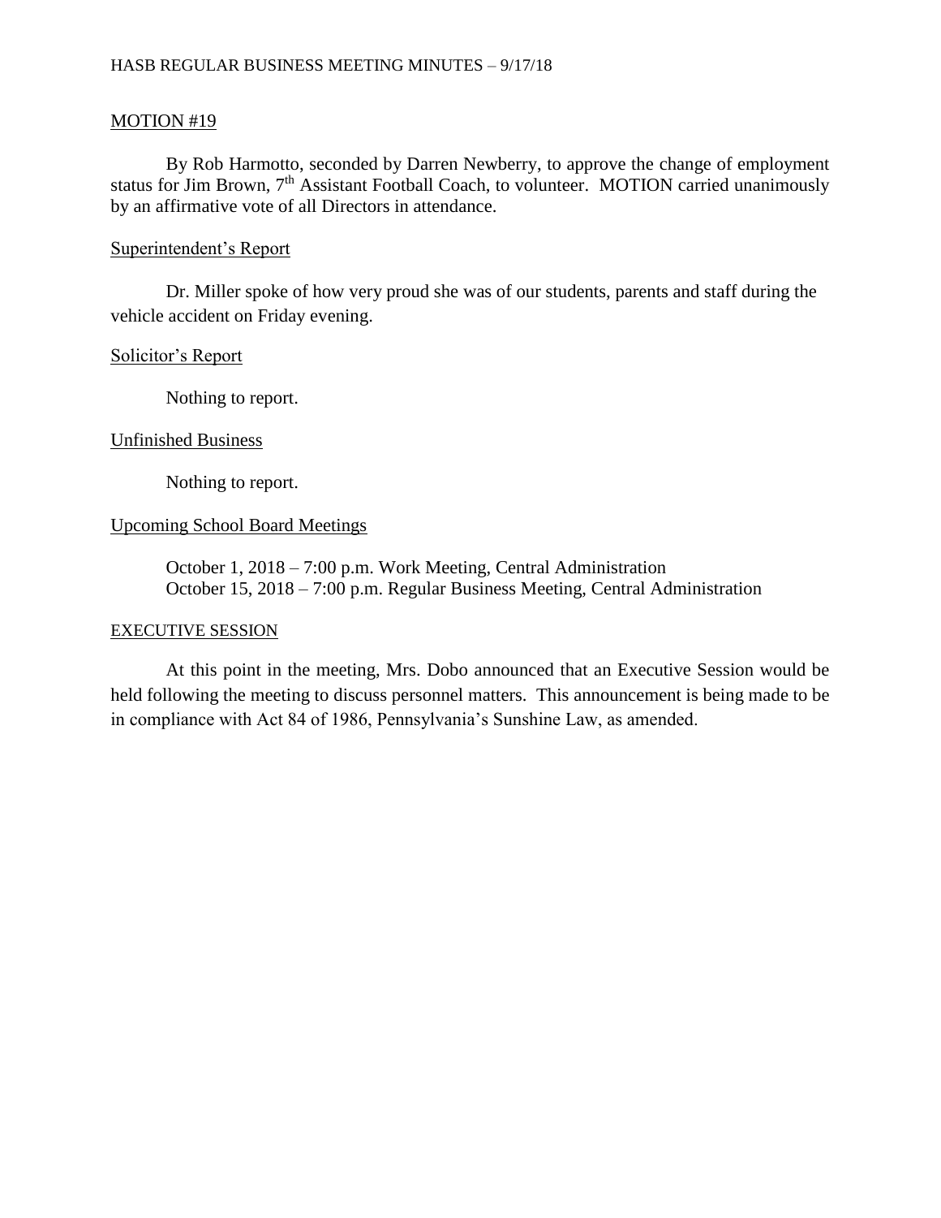## MOTION #19

By Rob Harmotto, seconded by Darren Newberry, to approve the change of employment status for Jim Brown, 7th Assistant Football Coach, to volunteer. MOTION carried unanimously by an affirmative vote of all Directors in attendance.

## Superintendent's Report

Dr. Miller spoke of how very proud she was of our students, parents and staff during the vehicle accident on Friday evening.

## Solicitor's Report

Nothing to report.

## Unfinished Business

Nothing to report.

## Upcoming School Board Meetings

October 1, 2018 – 7:00 p.m. Work Meeting, Central Administration
October 15, 2018 – 7:00 p.m. Regular Business Meeting, Central Administration

## EXECUTIVE SESSION

At this point in the meeting, Mrs. Dobo announced that an Executive Session would be held following the meeting to discuss personnel matters. This announcement is being made to be in compliance with Act 84 of 1986, Pennsylvania's Sunshine Law, as amended.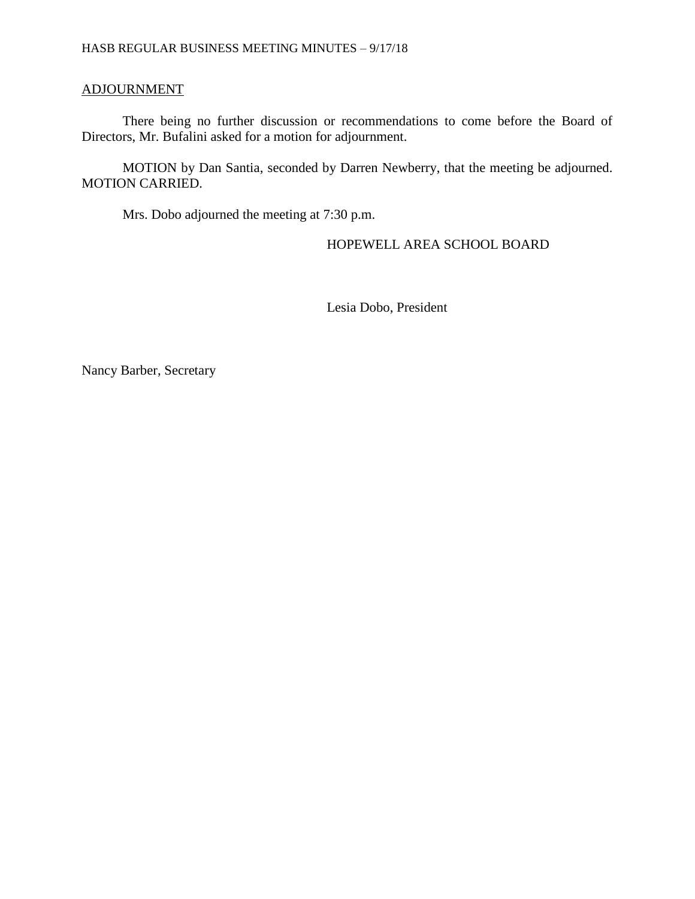## ADJOURNMENT

There being no further discussion or recommendations to come before the Board of Directors, Mr. Bufalini asked for a motion for adjournment.

MOTION by Dan Santia, seconded by Darren Newberry, that the meeting be adjourned. MOTION CARRIED.

Mrs. Dobo adjourned the meeting at 7:30 p.m.

HOPEWELL AREA SCHOOL BOARD

Lesia Dobo, President

Nancy Barber, Secretary